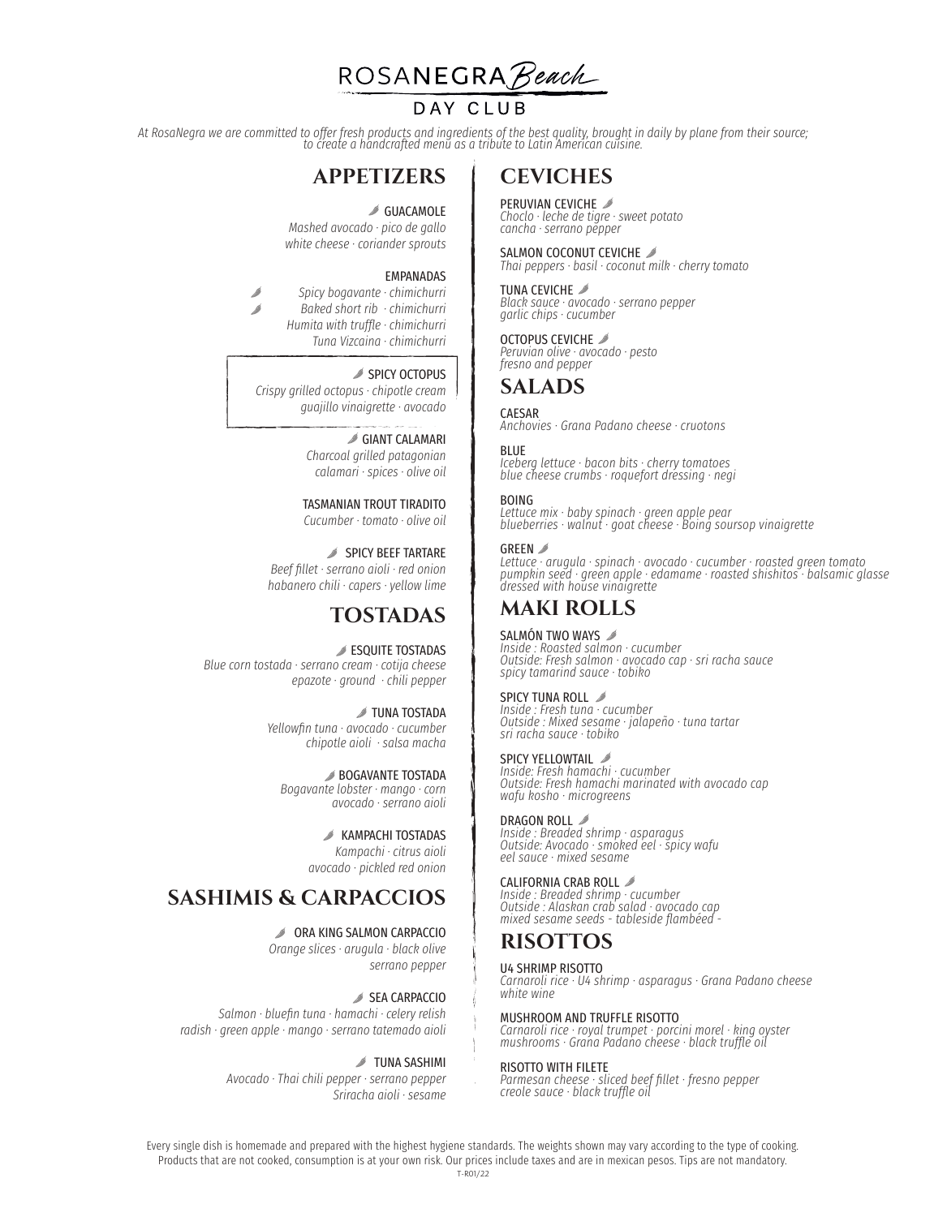# ROSANEGRA *Beach*

## DAY CLUB

*At RosaNegra we are committed to offer fresh products and ingredients of the best quality, brought in daily by plane from their source; to create a handcrafted menu as a tribute to Latin American cuisine.*

## APPETIZERS

GUACAMOLE
*Mashed avocado · pico de gallo*
*white cheese · coriander sprouts*

EMPANADAS
*Spicy bogavante · chimichurri*
*Baked short rib · chimichurri*
*Humita with truffle · chimichurri*
*Tuna Vizcaina · chimichurri*

SPICY OCTOPUS
*Crispy grilled octopus · chipotle cream*
*guajillo vinaigrette · avocado*

GIANT CALAMARI
*Charcoal grilled patagonian*
*calamari · spices · olive oil*

TASMANIAN TROUT TIRADITO
*Cucumber · tomato · olive oil*

SPICY BEEF TARTARE
*Beef fillet · serrano aioli · red onion*
*habanero chili · capers · yellow lime*

## TOSTADAS

ESQUITE TOSTADAS
*Blue corn tostada · serrano cream · cotija cheese*
*epazote · ground · chili pepper*

TUNA TOSTADA
*Yellowfin tuna · avocado · cucumber*
*chipotle aioli · salsa macha*

BOGAVANTE TOSTADA
*Bogavante lobster · mango · corn*
*avocado · serrano aioli*

KAMPACHI TOSTADAS
*Kampachi · citrus aioli*
*avocado · pickled red onion*

## SASHIMIS & CARPACCIOS

ORA KING SALMON CARPACCIO
*Orange slices · arugula · black olive*
*serrano pepper*

SEA CARPACCIO
*Salmon · bluefin tuna · hamachi · celery relish*
*radish · green apple · mango · serrano tatemado aioli*

TUNA SASHIMI
*Avocado · Thai chili pepper · serrano pepper*
*Sriracha aioli · sesame*

## CEVICHES

PERUVIAN CEVICHE
*Choclo · leche de tigre · sweet potato*
*cancha · serrano pepper*

SALMON COCONUT CEVICHE
*Thai peppers · basil · coconut milk · cherry tomato*

TUNA CEVICHE
*Black sauce · avocado · serrano pepper*
*garlic chips · cucumber*

OCTOPUS CEVICHE
*Peruvian olive · avocado · pesto*
*fresno and pepper*

## SALADS

CAESAR
*Anchovies · Grana Padano cheese · cruotons*

BLUE
*Iceberg lettuce · bacon bits · cherry tomatoes*
*blue cheese crumbs · roquefort dressing · negi*

BOING
*Lettuce mix · baby spinach · green apple pear*
*blueberries · walnut · goat cheese · Boing soursop vinaigrette*

GREEN
*Lettuce · arugula · spinach · avocado · cucumber · roasted green tomato*
*pumpkin seed · green apple · edamame · roasted shishitos · balsamic glasse*
*dressed with house vinaigrette*

## MAKI ROLLS

SALMÓN TWO WAYS
*Inside : Roasted salmon · cucumber*
*Outside: Fresh salmon · avocado cap · sri racha sauce*
*spicy tamarind sauce · tobiko*

SPICY TUNA ROLL
*Inside : Fresh tuna · cucumber*
*Outside : Mixed sesame · jalapeño · tuna tartar*
*sri racha sauce · tobiko*

SPICY YELLOWTAIL
*Inside: Fresh hamachi · cucumber*
*Outside: Fresh hamachi marinated with avocado cap*
*wafu kosho · microgreens*

DRAGON ROLL
*Inside : Breaded shrimp · asparagus*
*Outside: Avocado · smoked eel · spicy wafu*
*eel sauce · mixed sesame*

CALIFORNIA CRAB ROLL
*Inside : Breaded shrimp · cucumber*
*Outside : Alaskan crab salad · avocado cap*
*mixed sesame seeds - tableside flambéed -*

## RISOTTOS

U4 SHRIMP RISOTTO
*Carnaroli rice · U4 shrimp · asparagus · Grana Padano cheese*
*white wine*

MUSHROOM AND TRUFFLE RISOTTO
*Carnaroli rice · royal trumpet · porcini morel · king oyster*
*mushrooms · Grana Padano cheese · black truffle oil*

RISOTTO WITH FILETE
*Parmesan cheese · sliced beef fillet · fresno pepper*
*creole sauce · black truffle oil*

Every single dish is homemade and prepared with the highest hygiene standards. The weights shown may vary according to the type of cooking.
Products that are not cooked, consumption is at your own risk. Our prices include taxes and are in mexican pesos. Tips are not mandatory.

T-R01/22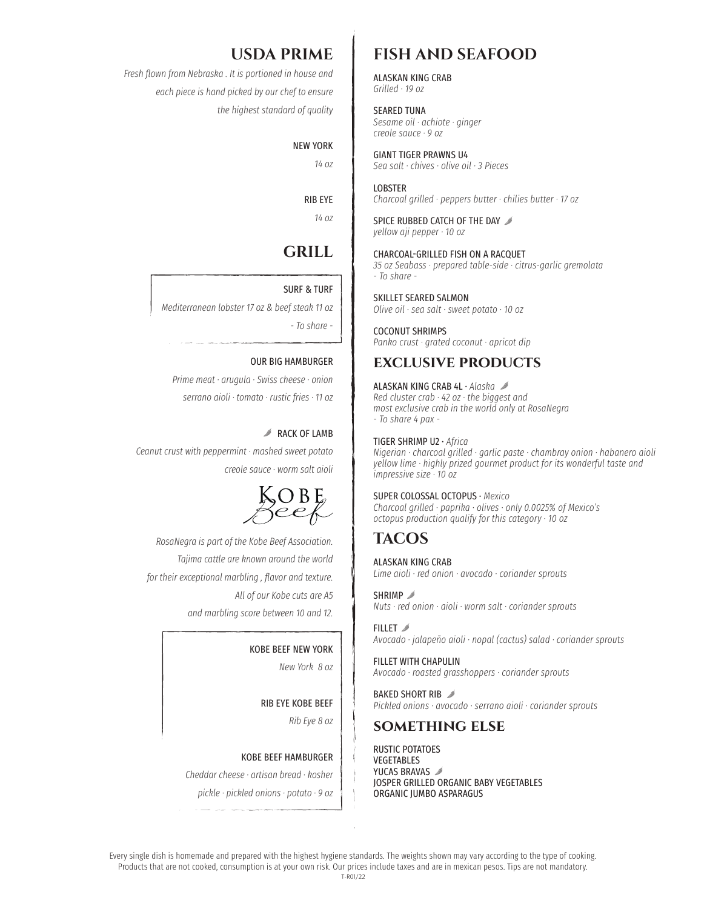## USDA PRIME

*Fresh flown from Nebraska . It is portioned in house and each piece is hand picked by our chef to ensure the highest standard of quality*

NEW YORK
*14 oz*

RIB EYE
*14 oz*

## GRILL

SURF & TURF
*Mediterranean lobster 17 oz & beef steak 11 oz*
*- To share -*

OUR BIG HAMBURGER
*Prime meat · arugula · Swiss cheese · onion serrano aioli · tomato · rustic fries · 11 oz*

RACK OF LAMB
*Ceanut crust with peppermint · mashed sweet potato creole sauce · worm salt aioli*

Kobe Beef

*RosaNegra is part of the Kobe Beef Association. Tajima cattle are known around the world for their exceptional marbling , flavor and texture. All of our Kobe cuts are A5 and marbling score between 10 and 12.*

KOBE BEEF NEW YORK
*New York 8 oz*

RIB EYE KOBE BEEF
*Rib Eye 8 oz*

KOBE BEEF HAMBURGER
*Cheddar cheese · artisan bread · kosher pickle · pickled onions · potato · 9 oz*

## FISH AND SEAFOOD

ALASKAN KING CRAB
*Grilled · 19 oz*

SEARED TUNA
*Sesame oil · achiote · ginger creole sauce · 9 oz*

GIANT TIGER PRAWNS U4
*Sea salt · chives · olive oil · 3 Pieces*

LOBSTER
*Charcoal grilled · peppers butter · chilies butter · 17 oz*

SPICE RUBBED CATCH OF THE DAY
*yellow aji pepper · 10 oz*

CHARCOAL-GRILLED FISH ON A RACQUET
*35 oz Seabass · prepared table-side · citrus-garlic gremolata*
*- To share -*

SKILLET SEARED SALMON
*Olive oil · sea salt · sweet potato · 10 oz*

COCONUT SHRIMPS
*Panko crust · grated coconut · apricot dip*

## EXCLUSIVE PRODUCTS

ALASKAN KING CRAB 4L · *Alaska*
*Red cluster crab · 42 oz · the biggest and most exclusive crab in the world only at RosaNegra*
*- To share 4 pax -*

TIGER SHRIMP U2 · *Africa*
*Nigerian · charcoal grilled · garlic paste · chambray onion · habanero aioli yellow lime · highly prized gourmet product for its wonderful taste and impressive size · 10 oz*

SUPER COLOSSAL OCTOPUS · *Mexico*
*Charcoal grilled · paprika · olives · only 0.0025% of Mexico's octopus production qualify for this category · 10 oz*

## TACOS

ALASKAN KING CRAB
*Lime aioli · red onion · avocado · coriander sprouts*

SHRIMP
*Nuts · red onion · aioli · worm salt · coriander sprouts*

FILLET
*Avocado · jalapeño aioli · nopal (cactus) salad · coriander sprouts*

FILLET WITH CHAPULIN
*Avocado · roasted grasshoppers · coriander sprouts*

BAKED SHORT RIB
*Pickled onions · avocado · serrano aioli · coriander sprouts*

## SOMETHING ELSE

RUSTIC POTATOES
VEGETABLES
YUCAS BRAVAS
JOSPER GRILLED ORGANIC BABY VEGETABLES
ORGANIC JUMBO ASPARAGUS

Every single dish is homemade and prepared with the highest hygiene standards. The weights shown may vary according to the type of cooking. Products that are not cooked, consumption is at your own risk. Our prices include taxes and are in mexican pesos. Tips are not mandatory.

T-R01/22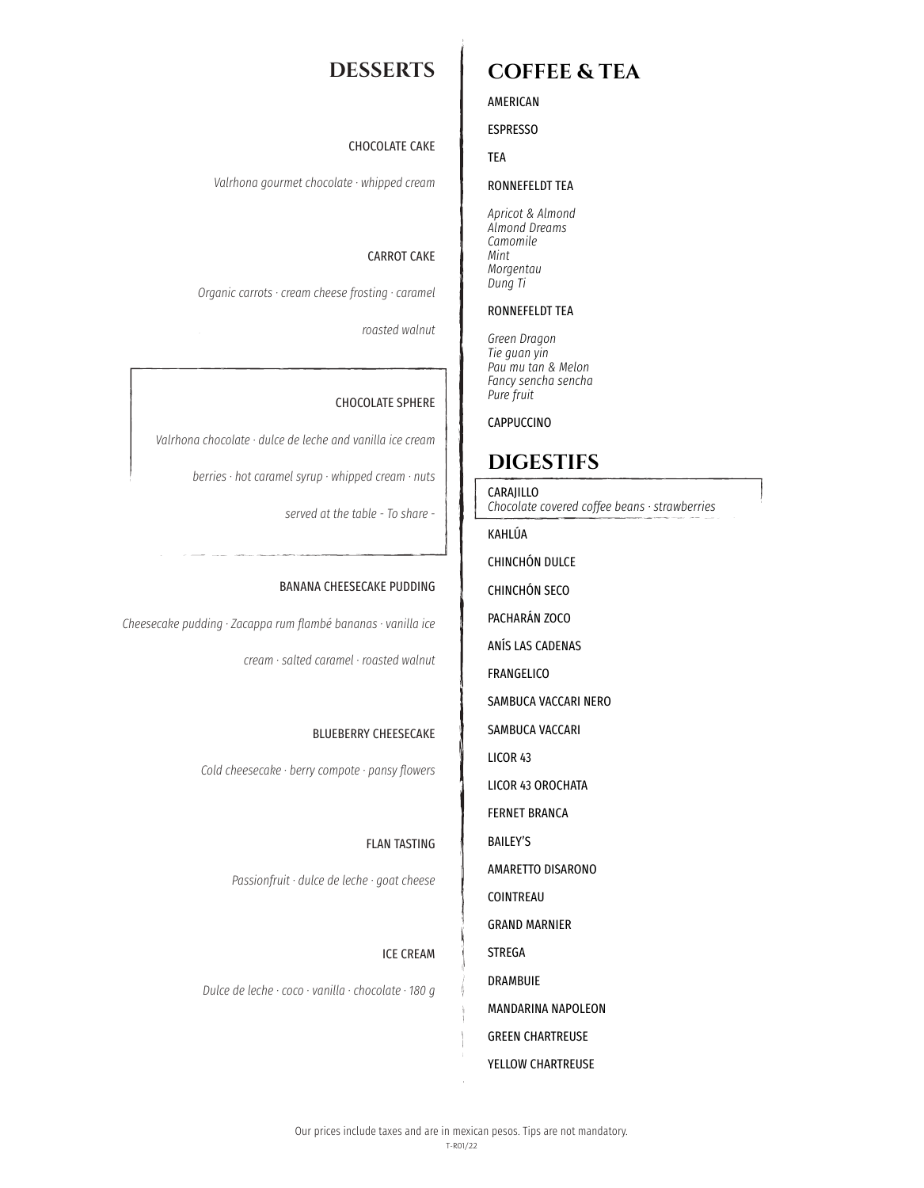## DESSERTS

CHOCOLATE CAKE

*Valrhona gourmet chocolate · whipped cream*

CARROT CAKE

*Organic carrots · cream cheese frosting · caramel*

*roasted walnut*

CHOCOLATE SPHERE

*Valrhona chocolate · dulce de leche and vanilla ice cream*

*berries · hot caramel syrup · whipped cream · nuts*

*served at the table - To share -*

BANANA CHEESECAKE PUDDING

*Cheesecake pudding · Zacappa rum flambé bananas · vanilla ice cream · salted caramel · roasted walnut*

BLUEBERRY CHEESECAKE

*Cold cheesecake · berry compote · pansy flowers*

FLAN TASTING

*Passionfruit · dulce de leche · goat cheese*

ICE CREAM

*Dulce de leche · coco · vanilla · chocolate · 180 g*

## COFFEE & TEA

AMERICAN

ESPRESSO

TEA

RONNEFELDT TEA

*Apricot & Almond*
*Almond Dreams*
*Camomile*
*Mint*
*Morgentau*
*Dung Ti*

RONNEFELDT TEA

*Green Dragon*
*Tie guan yin*
*Pau mu tan & Melon*
*Fancy sencha sencha*
*Pure fruit*

CAPPUCCINO

## DIGESTIFS

CARAJILLO
*Chocolate covered coffee beans · strawberries*

KAHLÚA

CHINCHÓN DULCE

CHINCHÓN SECO

PACHARÁN ZOCO

ANÍS LAS CADENAS

FRANGELICO

SAMBUCA VACCARI NERO

SAMBUCA VACCARI

LICOR 43

LICOR 43 OROCHATA

FERNET BRANCA

BAILEY'S

AMARETTO DISARONO

COINTREAU

GRAND MARNIER

STREGA

DRAMBUIE

MANDARINA NAPOLEON

GREEN CHARTREUSE

YELLOW CHARTREUSE

Our prices include taxes and are in mexican pesos. Tips are not mandatory.

T-R01/22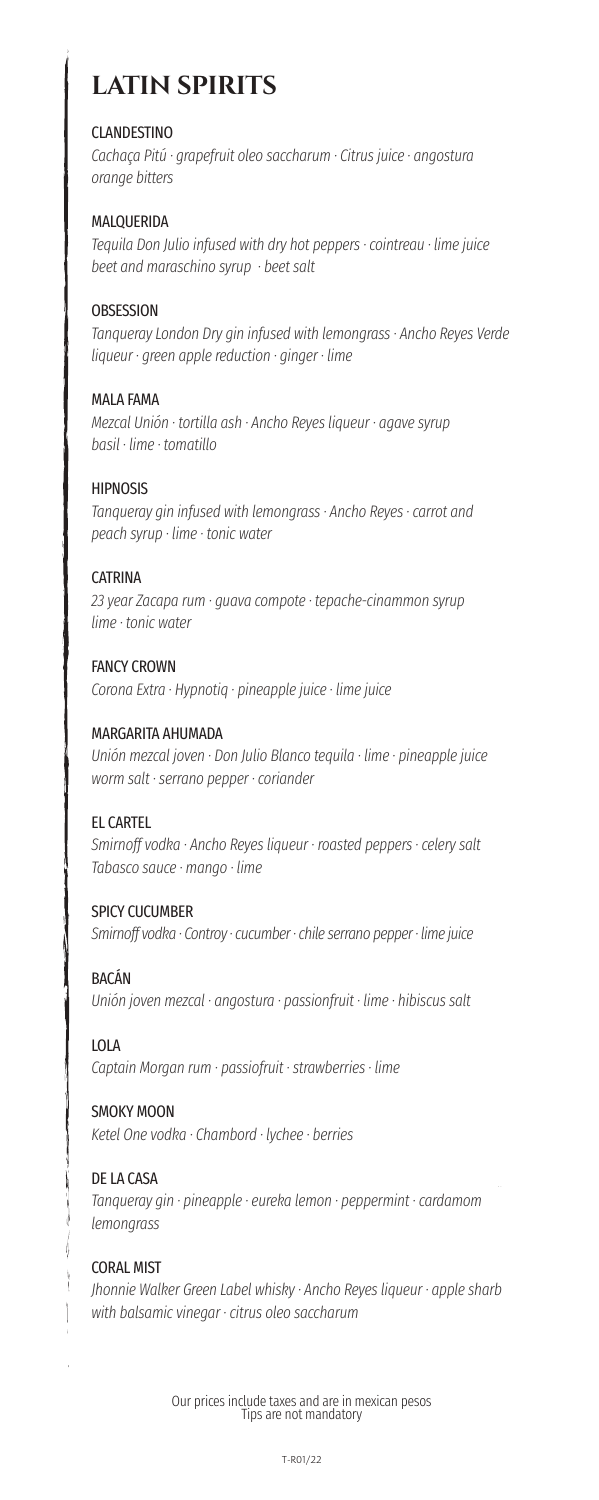# LATIN SPIRITS

CLANDESTINO

*Cachaça Pitú · grapefruit oleo saccharum · Citrus juice · angostura orange bitters*

MALQUERIDA

*Tequila Don Julio infused with dry hot peppers · cointreau · lime juice beet and maraschino syrup · beet salt*

OBSESSION

*Tanqueray London Dry gin infused with lemongrass · Ancho Reyes Verde liqueur · green apple reduction · ginger · lime*

MALA FAMA

*Mezcal Unión · tortilla ash · Ancho Reyes liqueur · agave syrup basil · lime · tomatillo*

HIPNOSIS

*Tanqueray gin infused with lemongrass · Ancho Reyes · carrot and peach syrup · lime · tonic water*

CATRINA

*23 year Zacapa rum · guava compote · tepache-cinammon syrup lime · tonic water*

FANCY CROWN

*Corona Extra · Hypnotiq · pineapple juice · lime juice*

MARGARITA AHUMADA

*Unión mezcal joven · Don Julio Blanco tequila · lime · pineapple juice worm salt · serrano pepper · coriander*

EL CARTEL

*Smirnoff vodka · Ancho Reyes liqueur · roasted peppers · celery salt Tabasco sauce · mango · lime*

SPICY CUCUMBER

*Smirnoff vodka · Controy · cucumber · chile serrano pepper · lime juice*

BACÁN

*Unión joven mezcal · angostura · passionfruit · lime · hibiscus salt*

LOLA

*Captain Morgan rum · passiofruit · strawberries · lime*

SMOKY MOON

*Ketel One vodka · Chambord · lychee · berries*

DE LA CASA

*Tanqueray gin · pineapple · eureka lemon · peppermint · cardamom lemongrass*

CORAL MIST

*Jhonnie Walker Green Label whisky · Ancho Reyes liqueur · apple sharb with balsamic vinegar · citrus oleo saccharum*

Our prices include taxes and are in mexican pesos
Tips are not mandatory

T-R01/22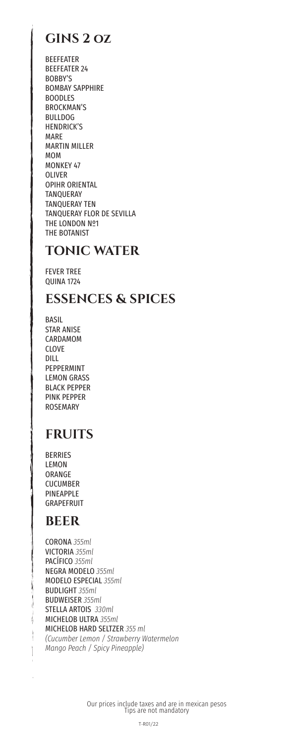## GINS 2 OZ

BEEFEATER
BEEFEATER 24
BOBBY'S
BOMBAY SAPPHIRE
BOODLES
BROCKMAN'S
BULLDOG
HENDRICK'S
MARE
MARTIN MILLER
MOM
MONKEY 47
OLIVER
OPIHR ORIENTAL
TANQUERAY
TANQUERAY TEN
TANQUERAY FLOR DE SEVILLA
THE LONDON Nº1
THE BOTANIST

## TONIC WATER

FEVER TREE
QUINA 1724

## ESSENCES & SPICES

BASIL
STAR ANISE
CARDAMOM
CLOVE
DILL
PEPPERMINT
LEMON GRASS
BLACK PEPPER
PINK PEPPER
ROSEMARY

## FRUITS

BERRIES
LEMON
ORANGE
CUCUMBER
PINEAPPLE
GRAPEFRUIT

## BEER

CORONA *355ml*
VICTORIA *355ml*
PACÍFICO *355ml*
NEGRA MODELO *355ml*
MODELO ESPECIAL *355ml*
BUDLIGHT *355ml*
BUDWEISER *355ml*
STELLA ARTOIS *330ml*
MICHELOB ULTRA *355ml*
MICHELOB HARD SELTZER *355 ml*
*(Cucumber Lemon / Strawberry Watermelon Mango Peach / Spicy Pineapple)*

Our prices include taxes and are in mexican pesos
Tips are not mandatory

T-R01/22